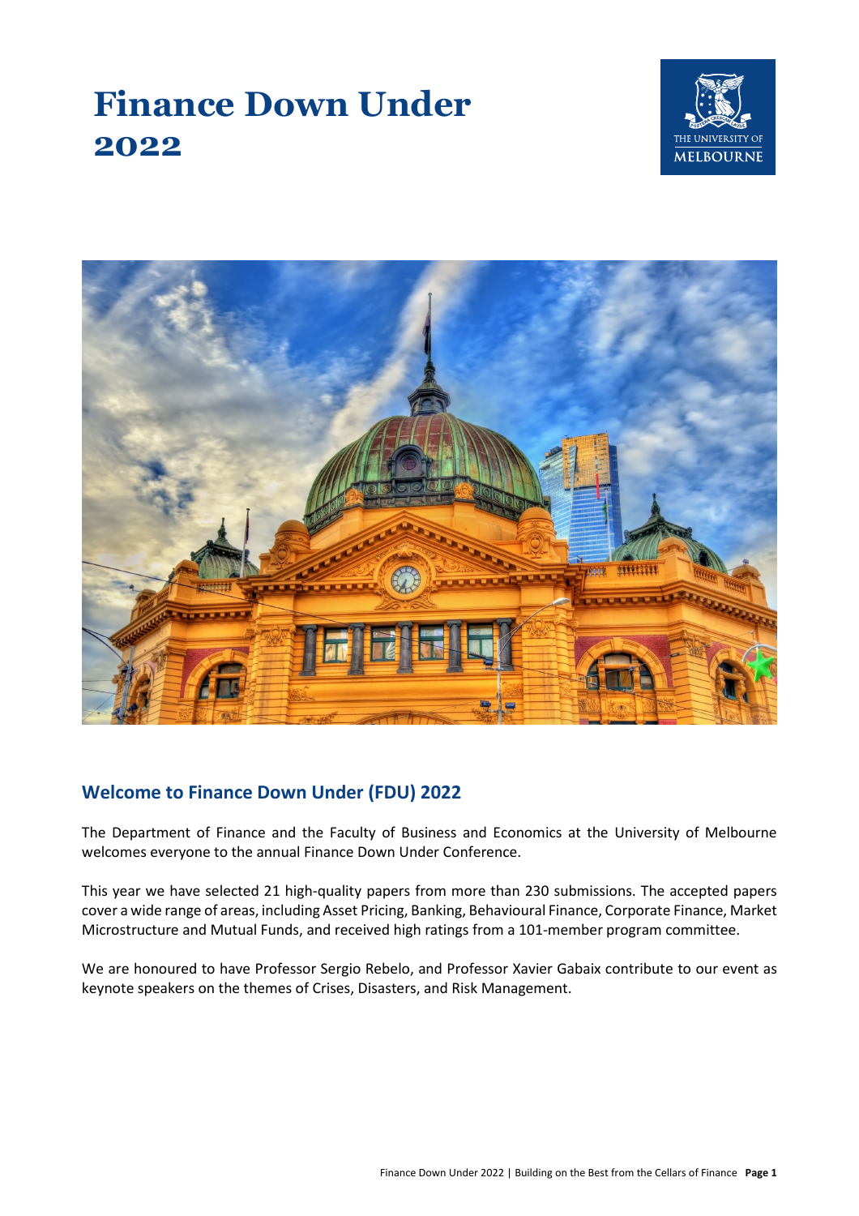# Finance Down Under 2022

## Welcome to Finance Down Under (FDU) 2022

The Department of Finance and the Faculty of Business and Economics at the University of Melbourne welcomes everyone to the annual Finance Down Under Conference.

This year we have selected 21 high-quality papers from more than 230 submissions. The accepted papers cover a wide range of areas, including Asset Pricing, Banking, Behavioural Finance, Corporate Finance, Market Microstructure and Mutual Funds, and received high ratings from a 101-member program committee.

We are honoured to have Professor Sergio Rebelo, and Professor Xavier Gabaix contribute to our event as keynote speakers on the themes of Crises, Disasters, and Risk Management.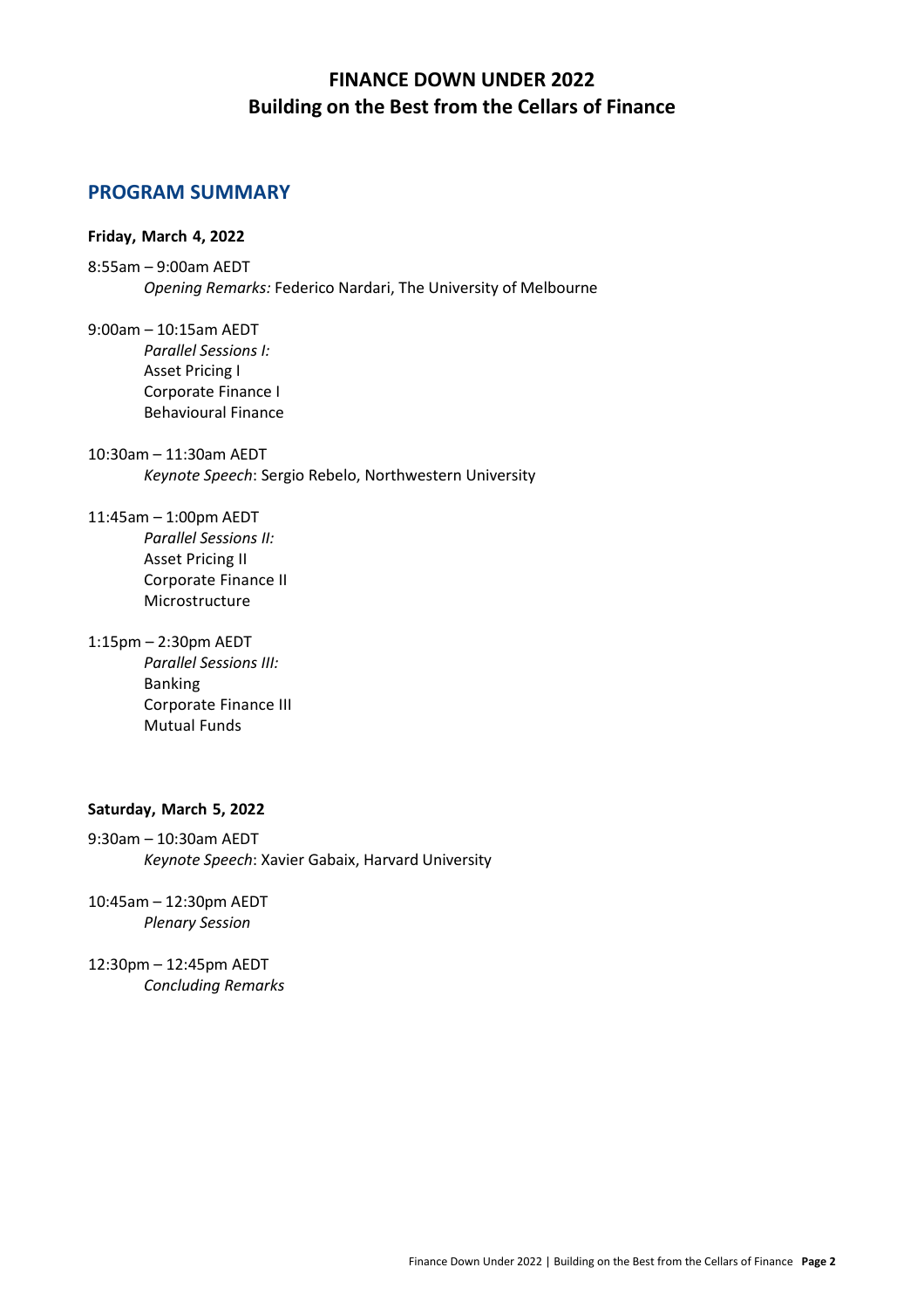# FINANCE DOWN UNDER 2022
# Building on the Best from the Cellars of Finance

## PROGRAM SUMMARY

**Friday, March 4, 2022**

8:55am – 9:00am AEDT
*Opening Remarks:* Federico Nardari, The University of Melbourne

9:00am – 10:15am AEDT
*Parallel Sessions I:*
Asset Pricing I
Corporate Finance I
Behavioural Finance

10:30am – 11:30am AEDT
*Keynote Speech*: Sergio Rebelo, Northwestern University

11:45am – 1:00pm AEDT
*Parallel Sessions II:*
Asset Pricing II
Corporate Finance II
Microstructure

1:15pm – 2:30pm AEDT
*Parallel Sessions III:*
Banking
Corporate Finance III
Mutual Funds

**Saturday, March 5, 2022**

9:30am – 10:30am AEDT
*Keynote Speech*: Xavier Gabaix, Harvard University

10:45am – 12:30pm AEDT
*Plenary Session*

12:30pm – 12:45pm AEDT
*Concluding Remarks*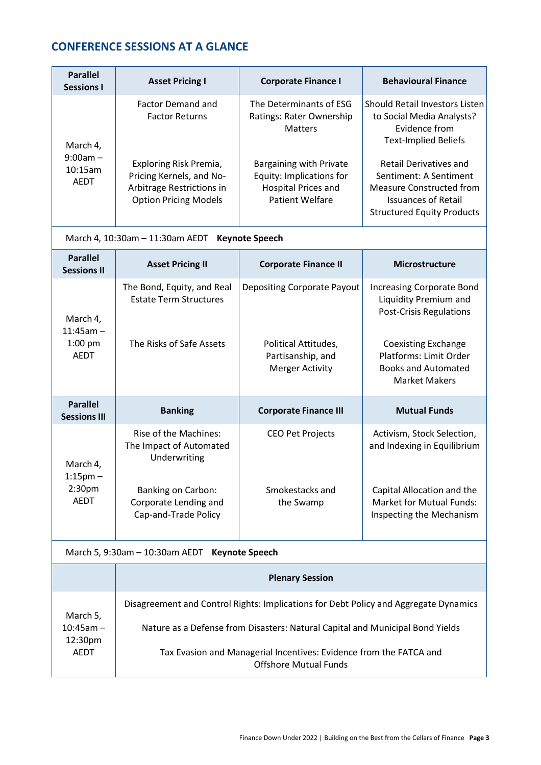## CONFERENCE SESSIONS AT A GLANCE

| Parallel Sessions I | Asset Pricing I | Corporate Finance I | Behavioural Finance |
|---|---|---|---|
| March 4, 9:00am – 10:15am AEDT | Factor Demand and Factor Returns | The Determinants of ESG Ratings: Rater Ownership Matters | Should Retail Investors Listen to Social Media Analysts? Evidence from Text-Implied Beliefs |
| | Exploring Risk Premia, Pricing Kernels, and No-Arbitrage Restrictions in Option Pricing Models | Bargaining with Private Equity: Implications for Hospital Prices and Patient Welfare | Retail Derivatives and Sentiment: A Sentiment Measure Constructed from Issuances of Retail Structured Equity Products |
| March 4, 10:30am – 11:30am AEDT **Keynote Speech** | | | |
| **Parallel Sessions II** | **Asset Pricing II** | **Corporate Finance II** | **Microstructure** |
| March 4, 11:45am – 1:00 pm AEDT | The Bond, Equity, and Real Estate Term Structures | Depositing Corporate Payout | Increasing Corporate Bond Liquidity Premium and Post-Crisis Regulations |
| | The Risks of Safe Assets | Political Attitudes, Partisanship, and Merger Activity | Coexisting Exchange Platforms: Limit Order Books and Automated Market Makers |
| **Parallel Sessions III** | **Banking** | **Corporate Finance III** | **Mutual Funds** |
| March 4, 1:15pm – 2:30pm AEDT | Rise of the Machines: The Impact of Automated Underwriting | CEO Pet Projects | Activism, Stock Selection, and Indexing in Equilibrium |
| | Banking on Carbon: Corporate Lending and Cap-and-Trade Policy | Smokestacks and the Swamp | Capital Allocation and the Market for Mutual Funds: Inspecting the Mechanism |
| March 5, 9:30am – 10:30am AEDT **Keynote Speech** | | | |
| | **Plenary Session** | | |
| March 5, 10:45am – 12:30pm AEDT | Disagreement and Control Rights: Implications for Debt Policy and Aggregate Dynamics | | |
| | Nature as a Defense from Disasters: Natural Capital and Municipal Bond Yields | | |
| | Tax Evasion and Managerial Incentives: Evidence from the FATCA and Offshore Mutual Funds | | |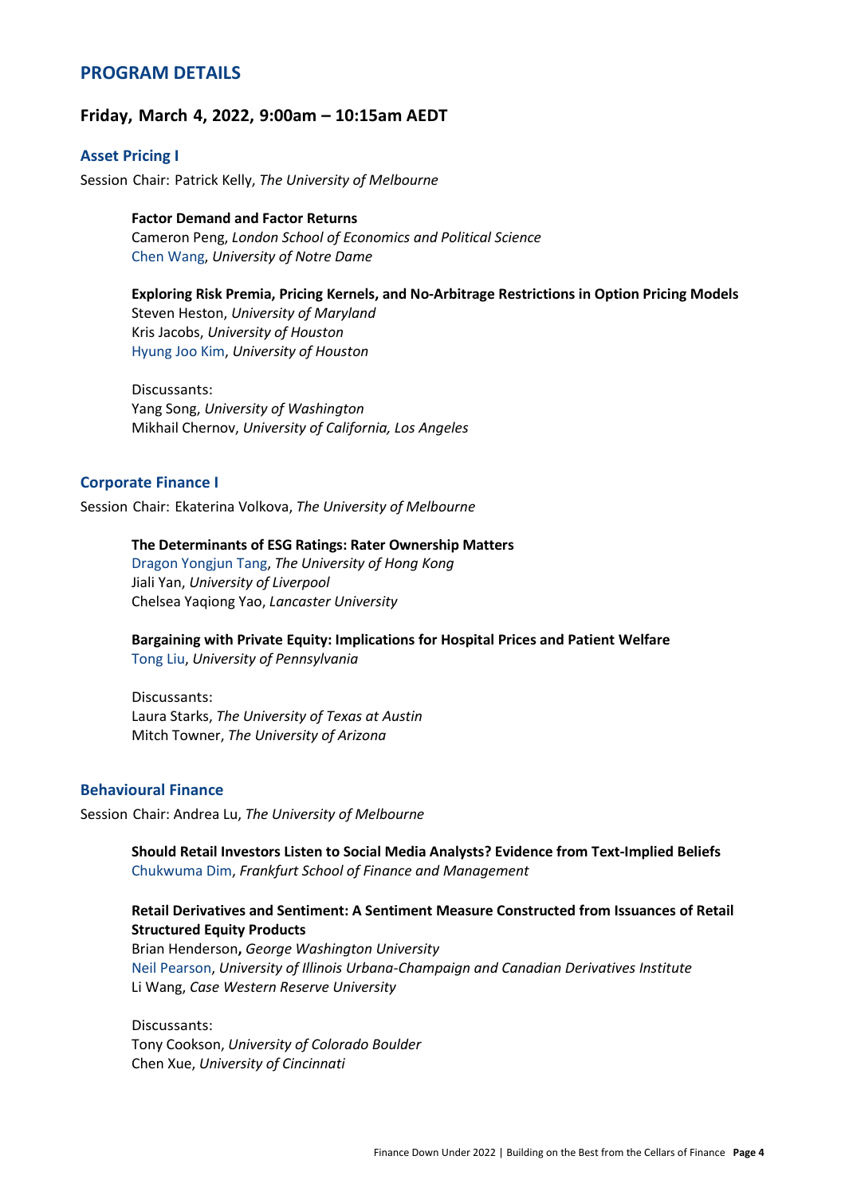## PROGRAM DETAILS

### Friday, March 4, 2022, 9:00am – 10:15am AEDT

#### Asset Pricing I

Session Chair: Patrick Kelly, *The University of Melbourne*

**Factor Demand and Factor Returns**
Cameron Peng, *London School of Economics and Political Science*
Chen Wang, *University of Notre Dame*

**Exploring Risk Premia, Pricing Kernels, and No-Arbitrage Restrictions in Option Pricing Models**
Steven Heston, *University of Maryland*
Kris Jacobs, *University of Houston*
Hyung Joo Kim, *University of Houston*

Discussants:
Yang Song, *University of Washington*
Mikhail Chernov, *University of California, Los Angeles*

#### Corporate Finance I

Session Chair: Ekaterina Volkova, *The University of Melbourne*

**The Determinants of ESG Ratings: Rater Ownership Matters**
Dragon Yongjun Tang, *The University of Hong Kong*
Jiali Yan, *University of Liverpool*
Chelsea Yaqiong Yao, *Lancaster University*

**Bargaining with Private Equity: Implications for Hospital Prices and Patient Welfare**
Tong Liu, *University of Pennsylvania*

Discussants:
Laura Starks, *The University of Texas at Austin*
Mitch Towner, *The University of Arizona*

#### Behavioural Finance

Session Chair: Andrea Lu, *The University of Melbourne*

**Should Retail Investors Listen to Social Media Analysts? Evidence from Text-Implied Beliefs**
Chukwuma Dim, *Frankfurt School of Finance and Management*

**Retail Derivatives and Sentiment: A Sentiment Measure Constructed from Issuances of Retail Structured Equity Products**
Brian Henderson**,** *George Washington University*
Neil Pearson, *University of Illinois Urbana-Champaign and Canadian Derivatives Institute*
Li Wang, *Case Western Reserve University*

Discussants:
Tony Cookson, *University of Colorado Boulder*
Chen Xue, *University of Cincinnati*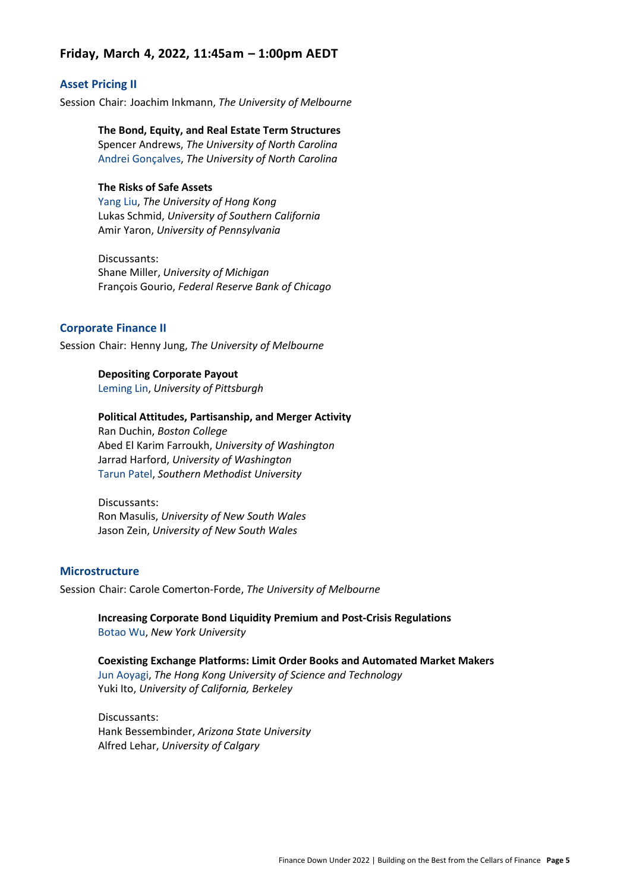## Friday, March 4, 2022, 11:45am – 1:00pm AEDT

### Asset Pricing II

Session Chair: Joachim Inkmann, *The University of Melbourne*

**The Bond, Equity, and Real Estate Term Structures**
Spencer Andrews, *The University of North Carolina*
Andrei Gonçalves, *The University of North Carolina*

**The Risks of Safe Assets**
Yang Liu, *The University of Hong Kong*
Lukas Schmid, *University of Southern California*
Amir Yaron, *University of Pennsylvania*

Discussants:
Shane Miller, *University of Michigan*
François Gourio, *Federal Reserve Bank of Chicago*

### Corporate Finance II

Session Chair: Henny Jung, *The University of Melbourne*

**Depositing Corporate Payout**
Leming Lin, *University of Pittsburgh*

**Political Attitudes, Partisanship, and Merger Activity**
Ran Duchin, *Boston College*
Abed El Karim Farroukh, *University of Washington*
Jarrad Harford, *University of Washington*
Tarun Patel, *Southern Methodist University*

Discussants:
Ron Masulis, *University of New South Wales*
Jason Zein, *University of New South Wales*

### Microstructure

Session Chair: Carole Comerton-Forde, *The University of Melbourne*

**Increasing Corporate Bond Liquidity Premium and Post-Crisis Regulations**
Botao Wu, *New York University*

**Coexisting Exchange Platforms: Limit Order Books and Automated Market Makers**
Jun Aoyagi, *The Hong Kong University of Science and Technology*
Yuki Ito, *University of California, Berkeley*

Discussants:
Hank Bessembinder, *Arizona State University*
Alfred Lehar, *University of Calgary*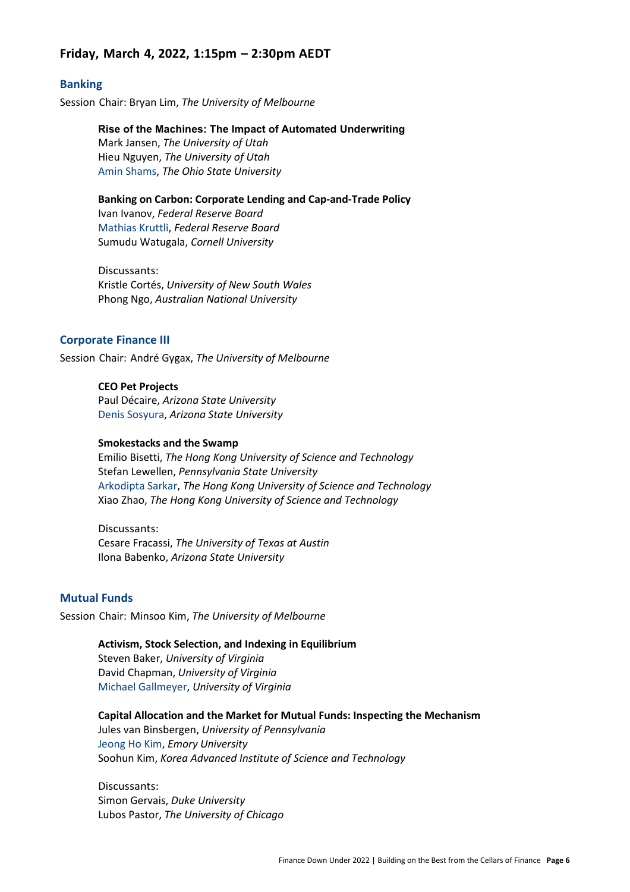## Friday, March 4, 2022, 1:15pm – 2:30pm AEDT

### Banking

Session Chair: Bryan Lim, *The University of Melbourne*

**Rise of the Machines: The Impact of Automated Underwriting**
Mark Jansen, *The University of Utah*
Hieu Nguyen, *The University of Utah*
Amin Shams, *The Ohio State University*

**Banking on Carbon: Corporate Lending and Cap-and-Trade Policy**
Ivan Ivanov, *Federal Reserve Board*
Mathias Kruttli, *Federal Reserve Board*
Sumudu Watugala, *Cornell University*

Discussants:
Kristle Cortés, *University of New South Wales*
Phong Ngo, *Australian National University*

### Corporate Finance III

Session Chair: André Gygax, *The University of Melbourne*

**CEO Pet Projects**
Paul Décaire, *Arizona State University*
Denis Sosyura, *Arizona State University*

**Smokestacks and the Swamp**
Emilio Bisetti, *The Hong Kong University of Science and Technology*
Stefan Lewellen, *Pennsylvania State University*
Arkodipta Sarkar, *The Hong Kong University of Science and Technology*
Xiao Zhao, *The Hong Kong University of Science and Technology*

Discussants:
Cesare Fracassi, *The University of Texas at Austin*
Ilona Babenko, *Arizona State University*

### Mutual Funds

Session Chair: Minsoo Kim, *The University of Melbourne*

**Activism, Stock Selection, and Indexing in Equilibrium**
Steven Baker, *University of Virginia*
David Chapman, *University of Virginia*
Michael Gallmeyer, *University of Virginia*

**Capital Allocation and the Market for Mutual Funds: Inspecting the Mechanism**
Jules van Binsbergen, *University of Pennsylvania*
Jeong Ho Kim, *Emory University*
Soohun Kim, *Korea Advanced Institute of Science and Technology*

Discussants:
Simon Gervais, *Duke University*
Lubos Pastor, *The University of Chicago*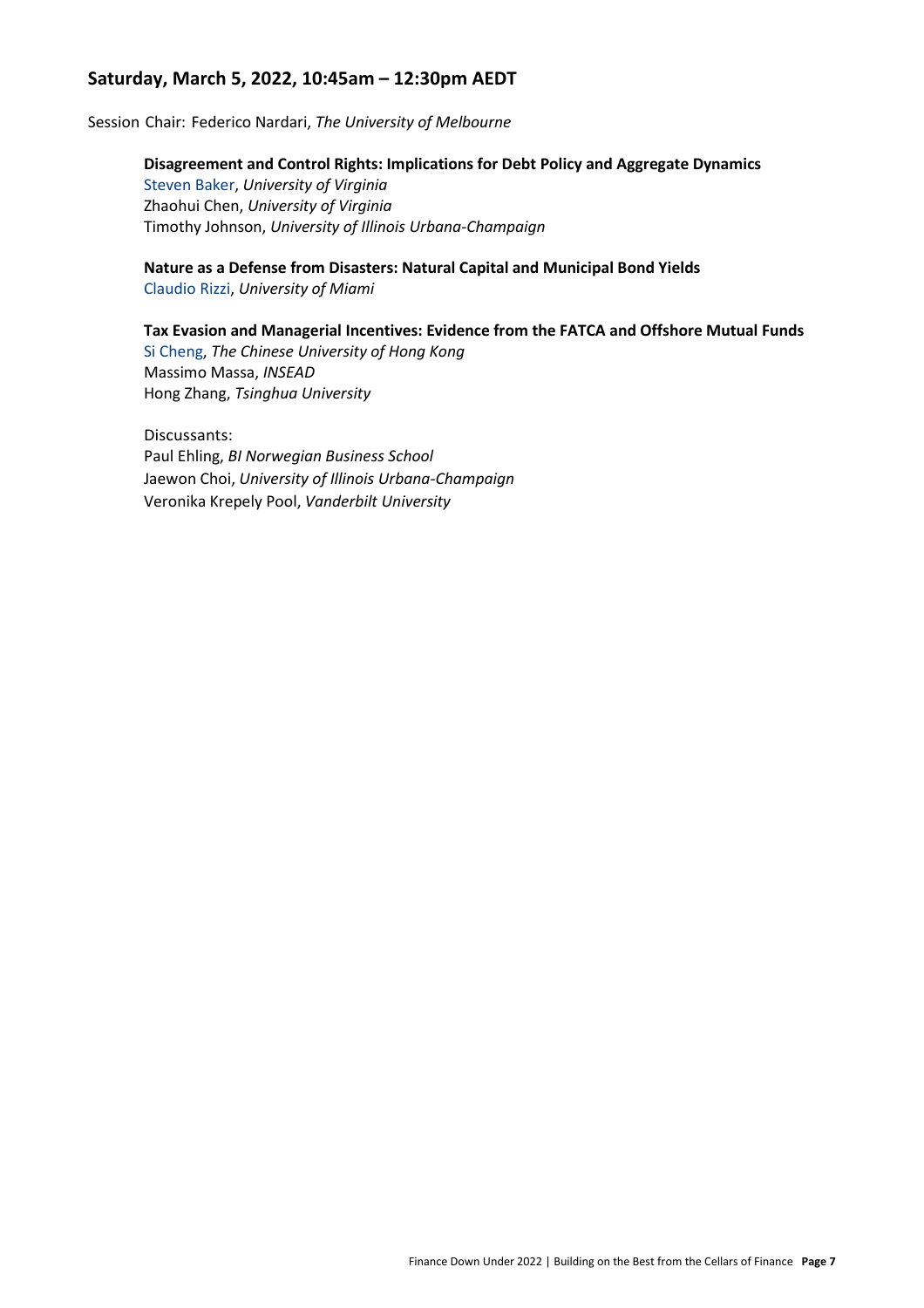## Saturday, March 5, 2022, 10:45am – 12:30pm AEDT

Session Chair: Federico Nardari, *The University of Melbourne*

**Disagreement and Control Rights: Implications for Debt Policy and Aggregate Dynamics**
Steven Baker, *University of Virginia*
Zhaohui Chen, *University of Virginia*
Timothy Johnson, *University of Illinois Urbana-Champaign*

**Nature as a Defense from Disasters: Natural Capital and Municipal Bond Yields**
Claudio Rizzi, *University of Miami*

**Tax Evasion and Managerial Incentives: Evidence from the FATCA and Offshore Mutual Funds**
Si Cheng, *The Chinese University of Hong Kong*
Massimo Massa, *INSEAD*
Hong Zhang, *Tsinghua University*

Discussants:
Paul Ehling, *BI Norwegian Business School*
Jaewon Choi, *University of Illinois Urbana-Champaign*
Veronika Krepely Pool, *Vanderbilt University*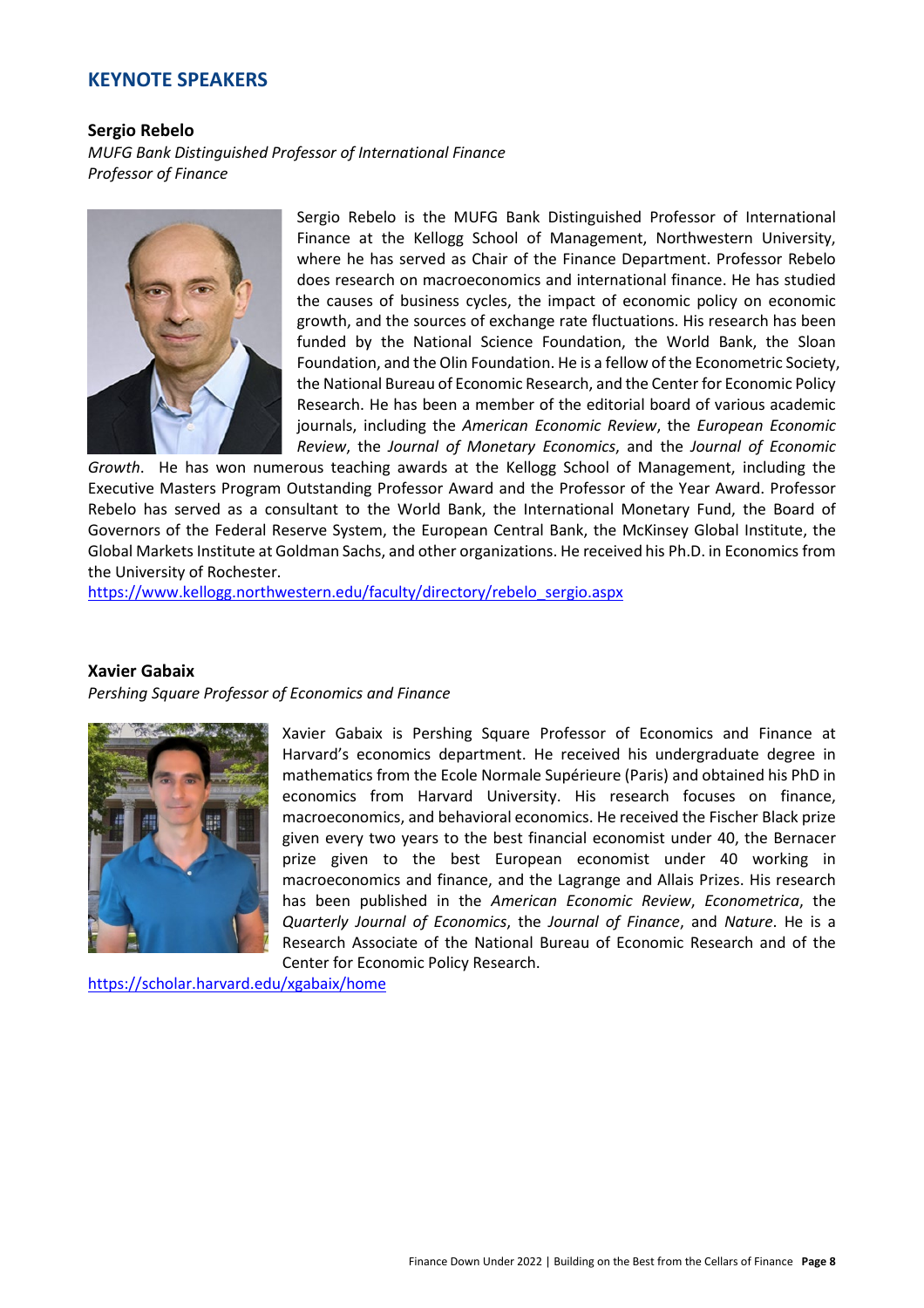## KEYNOTE SPEAKERS

### Sergio Rebelo

*MUFG Bank Distinguished Professor of International Finance*
*Professor of Finance*

Sergio Rebelo is the MUFG Bank Distinguished Professor of International Finance at the Kellogg School of Management, Northwestern University, where he has served as Chair of the Finance Department. Professor Rebelo does research on macroeconomics and international finance. He has studied the causes of business cycles, the impact of economic policy on economic growth, and the sources of exchange rate fluctuations. His research has been funded by the National Science Foundation, the World Bank, the Sloan Foundation, and the Olin Foundation. He is a fellow of the Econometric Society, the National Bureau of Economic Research, and the Center for Economic Policy Research. He has been a member of the editorial board of various academic journals, including the *American Economic Review*, the *European Economic Review*, the *Journal of Monetary Economics*, and the *Journal of Economic Growth*. He has won numerous teaching awards at the Kellogg School of Management, including the Executive Masters Program Outstanding Professor Award and the Professor of the Year Award. Professor Rebelo has served as a consultant to the World Bank, the International Monetary Fund, the Board of Governors of the Federal Reserve System, the European Central Bank, the McKinsey Global Institute, the Global Markets Institute at Goldman Sachs, and other organizations. He received his Ph.D. in Economics from the University of Rochester.

https://www.kellogg.northwestern.edu/faculty/directory/rebelo_sergio.aspx

### Xavier Gabaix

*Pershing Square Professor of Economics and Finance*

Xavier Gabaix is Pershing Square Professor of Economics and Finance at Harvard's economics department. He received his undergraduate degree in mathematics from the Ecole Normale Supérieure (Paris) and obtained his PhD in economics from Harvard University. His research focuses on finance, macroeconomics, and behavioral economics. He received the Fischer Black prize given every two years to the best financial economist under 40, the Bernacer prize given to the best European economist under 40 working in macroeconomics and finance, and the Lagrange and Allais Prizes. His research has been published in the *American Economic Review*, *Econometrica*, the *Quarterly Journal of Economics*, the *Journal of Finance*, and *Nature*. He is a Research Associate of the National Bureau of Economic Research and of the Center for Economic Policy Research.

https://scholar.harvard.edu/xgabaix/home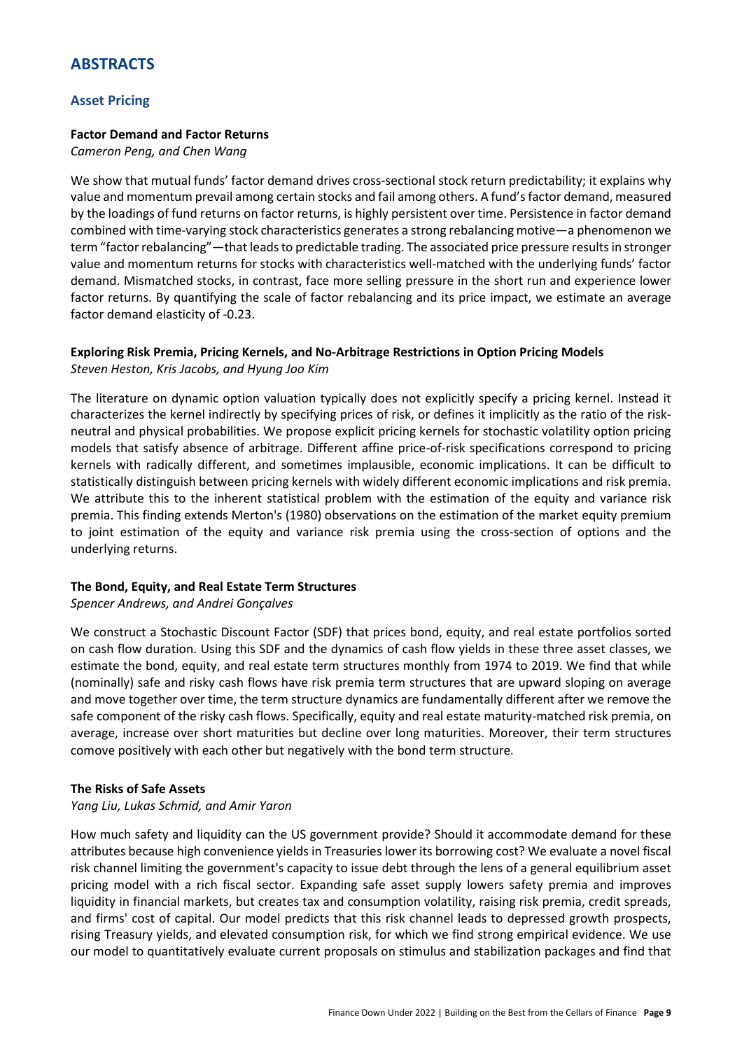# ABSTRACTS

## Asset Pricing

**Factor Demand and Factor Returns**
*Cameron Peng, and Chen Wang*

We show that mutual funds' factor demand drives cross-sectional stock return predictability; it explains why value and momentum prevail among certain stocks and fail among others. A fund's factor demand, measured by the loadings of fund returns on factor returns, is highly persistent over time. Persistence in factor demand combined with time-varying stock characteristics generates a strong rebalancing motive—a phenomenon we term "factor rebalancing"—that leads to predictable trading. The associated price pressure results in stronger value and momentum returns for stocks with characteristics well-matched with the underlying funds' factor demand. Mismatched stocks, in contrast, face more selling pressure in the short run and experience lower factor returns. By quantifying the scale of factor rebalancing and its price impact, we estimate an average factor demand elasticity of -0.23.

**Exploring Risk Premia, Pricing Kernels, and No-Arbitrage Restrictions in Option Pricing Models**
*Steven Heston, Kris Jacobs, and Hyung Joo Kim*

The literature on dynamic option valuation typically does not explicitly specify a pricing kernel. Instead it characterizes the kernel indirectly by specifying prices of risk, or defines it implicitly as the ratio of the risk-neutral and physical probabilities. We propose explicit pricing kernels for stochastic volatility option pricing models that satisfy absence of arbitrage. Different affine price-of-risk specifications correspond to pricing kernels with radically different, and sometimes implausible, economic implications. It can be difficult to statistically distinguish between pricing kernels with widely different economic implications and risk premia. We attribute this to the inherent statistical problem with the estimation of the equity and variance risk premia. This finding extends Merton's (1980) observations on the estimation of the market equity premium to joint estimation of the equity and variance risk premia using the cross-section of options and the underlying returns.

**The Bond, Equity, and Real Estate Term Structures**
*Spencer Andrews, and Andrei Gonçalves*

We construct a Stochastic Discount Factor (SDF) that prices bond, equity, and real estate portfolios sorted on cash flow duration. Using this SDF and the dynamics of cash flow yields in these three asset classes, we estimate the bond, equity, and real estate term structures monthly from 1974 to 2019. We find that while (nominally) safe and risky cash flows have risk premia term structures that are upward sloping on average and move together over time, the term structure dynamics are fundamentally different after we remove the safe component of the risky cash flows. Specifically, equity and real estate maturity-matched risk premia, on average, increase over short maturities but decline over long maturities. Moreover, their term structures comove positively with each other but negatively with the bond term structure.

**The Risks of Safe Assets**
*Yang Liu, Lukas Schmid, and Amir Yaron*

How much safety and liquidity can the US government provide? Should it accommodate demand for these attributes because high convenience yields in Treasuries lower its borrowing cost? We evaluate a novel fiscal risk channel limiting the government's capacity to issue debt through the lens of a general equilibrium asset pricing model with a rich fiscal sector. Expanding safe asset supply lowers safety premia and improves liquidity in financial markets, but creates tax and consumption volatility, raising risk premia, credit spreads, and firms' cost of capital. Our model predicts that this risk channel leads to depressed growth prospects, rising Treasury yields, and elevated consumption risk, for which we find strong empirical evidence. We use our model to quantitatively evaluate current proposals on stimulus and stabilization packages and find that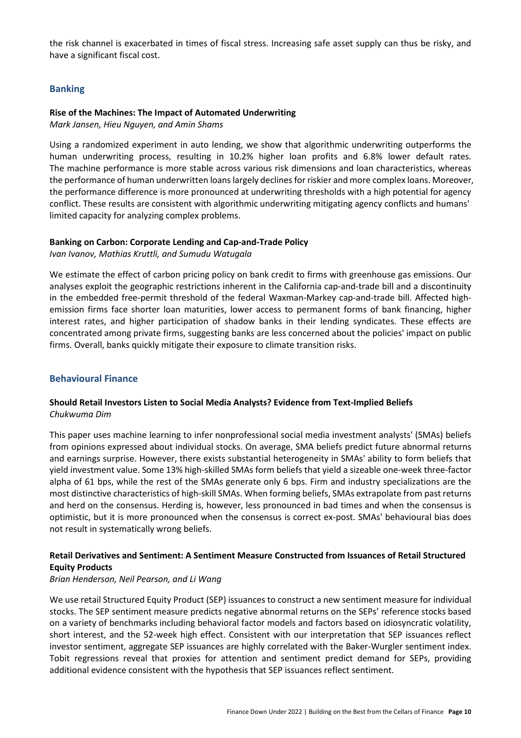the risk channel is exacerbated in times of fiscal stress. Increasing safe asset supply can thus be risky, and have a significant fiscal cost.

## Banking

**Rise of the Machines: The Impact of Automated Underwriting**
*Mark Jansen, Hieu Nguyen, and Amin Shams*

Using a randomized experiment in auto lending, we show that algorithmic underwriting outperforms the human underwriting process, resulting in 10.2% higher loan profits and 6.8% lower default rates. The machine performance is more stable across various risk dimensions and loan characteristics, whereas the performance of human underwritten loans largely declines for riskier and more complex loans. Moreover, the performance difference is more pronounced at underwriting thresholds with a high potential for agency conflict. These results are consistent with algorithmic underwriting mitigating agency conflicts and humans' limited capacity for analyzing complex problems.

**Banking on Carbon: Corporate Lending and Cap-and-Trade Policy**
*Ivan Ivanov, Mathias Kruttli, and Sumudu Watugala*

We estimate the effect of carbon pricing policy on bank credit to firms with greenhouse gas emissions. Our analyses exploit the geographic restrictions inherent in the California cap-and-trade bill and a discontinuity in the embedded free-permit threshold of the federal Waxman-Markey cap-and-trade bill. Affected high-emission firms face shorter loan maturities, lower access to permanent forms of bank financing, higher interest rates, and higher participation of shadow banks in their lending syndicates. These effects are concentrated among private firms, suggesting banks are less concerned about the policies' impact on public firms. Overall, banks quickly mitigate their exposure to climate transition risks.

## Behavioural Finance

**Should Retail Investors Listen to Social Media Analysts? Evidence from Text-Implied Beliefs**
*Chukwuma Dim*

This paper uses machine learning to infer nonprofessional social media investment analysts' (SMAs) beliefs from opinions expressed about individual stocks. On average, SMA beliefs predict future abnormal returns and earnings surprise. However, there exists substantial heterogeneity in SMAs' ability to form beliefs that yield investment value. Some 13% high-skilled SMAs form beliefs that yield a sizeable one-week three-factor alpha of 61 bps, while the rest of the SMAs generate only 6 bps. Firm and industry specializations are the most distinctive characteristics of high-skill SMAs. When forming beliefs, SMAs extrapolate from past returns and herd on the consensus. Herding is, however, less pronounced in bad times and when the consensus is optimistic, but it is more pronounced when the consensus is correct ex-post. SMAs' behavioural bias does not result in systematically wrong beliefs.

**Retail Derivatives and Sentiment: A Sentiment Measure Constructed from Issuances of Retail Structured Equity Products**
*Brian Henderson, Neil Pearson, and Li Wang*

We use retail Structured Equity Product (SEP) issuances to construct a new sentiment measure for individual stocks. The SEP sentiment measure predicts negative abnormal returns on the SEPs' reference stocks based on a variety of benchmarks including behavioral factor models and factors based on idiosyncratic volatility, short interest, and the 52-week high effect. Consistent with our interpretation that SEP issuances reflect investor sentiment, aggregate SEP issuances are highly correlated with the Baker-Wurgler sentiment index. Tobit regressions reveal that proxies for attention and sentiment predict demand for SEPs, providing additional evidence consistent with the hypothesis that SEP issuances reflect sentiment.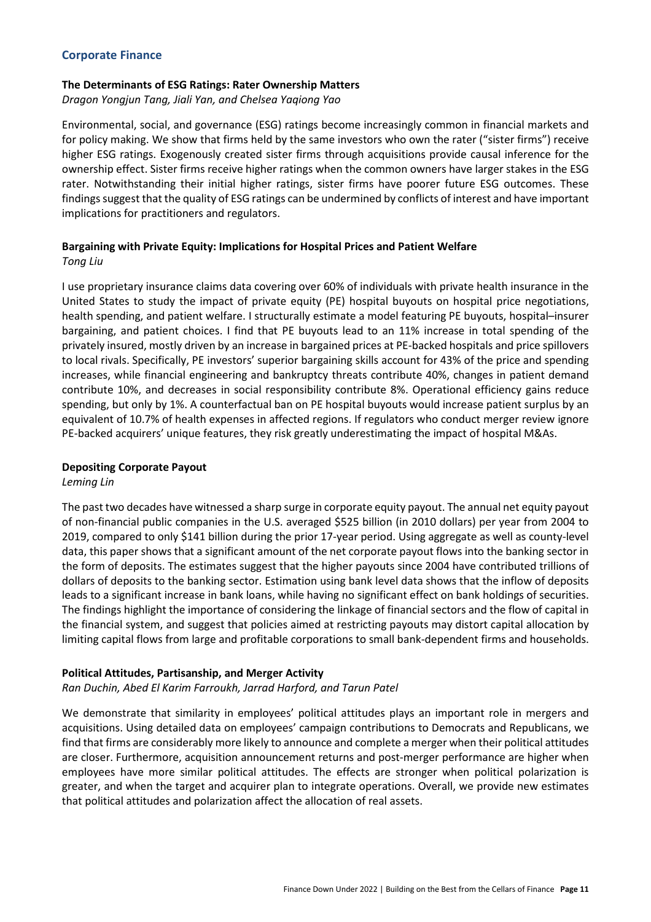## Corporate Finance

### The Determinants of ESG Ratings: Rater Ownership Matters

*Dragon Yongjun Tang, Jiali Yan, and Chelsea Yaqiong Yao*

Environmental, social, and governance (ESG) ratings become increasingly common in financial markets and for policy making. We show that firms held by the same investors who own the rater ("sister firms") receive higher ESG ratings. Exogenously created sister firms through acquisitions provide causal inference for the ownership effect. Sister firms receive higher ratings when the common owners have larger stakes in the ESG rater. Notwithstanding their initial higher ratings, sister firms have poorer future ESG outcomes. These findings suggest that the quality of ESG ratings can be undermined by conflicts of interest and have important implications for practitioners and regulators.

### Bargaining with Private Equity: Implications for Hospital Prices and Patient Welfare

*Tong Liu*

I use proprietary insurance claims data covering over 60% of individuals with private health insurance in the United States to study the impact of private equity (PE) hospital buyouts on hospital price negotiations, health spending, and patient welfare. I structurally estimate a model featuring PE buyouts, hospital–insurer bargaining, and patient choices. I find that PE buyouts lead to an 11% increase in total spending of the privately insured, mostly driven by an increase in bargained prices at PE-backed hospitals and price spillovers to local rivals. Specifically, PE investors' superior bargaining skills account for 43% of the price and spending increases, while financial engineering and bankruptcy threats contribute 40%, changes in patient demand contribute 10%, and decreases in social responsibility contribute 8%. Operational efficiency gains reduce spending, but only by 1%. A counterfactual ban on PE hospital buyouts would increase patient surplus by an equivalent of 10.7% of health expenses in affected regions. If regulators who conduct merger review ignore PE-backed acquirers' unique features, they risk greatly underestimating the impact of hospital M&As.

### Depositing Corporate Payout

*Leming Lin*

The past two decades have witnessed a sharp surge in corporate equity payout. The annual net equity payout of non-financial public companies in the U.S. averaged $525 billion (in 2010 dollars) per year from 2004 to 2019, compared to only $141 billion during the prior 17-year period. Using aggregate as well as county-level data, this paper shows that a significant amount of the net corporate payout flows into the banking sector in the form of deposits. The estimates suggest that the higher payouts since 2004 have contributed trillions of dollars of deposits to the banking sector. Estimation using bank level data shows that the inflow of deposits leads to a significant increase in bank loans, while having no significant effect on bank holdings of securities. The findings highlight the importance of considering the linkage of financial sectors and the flow of capital in the financial system, and suggest that policies aimed at restricting payouts may distort capital allocation by limiting capital flows from large and profitable corporations to small bank-dependent firms and households.

### Political Attitudes, Partisanship, and Merger Activity

*Ran Duchin, Abed El Karim Farroukh, Jarrad Harford, and Tarun Patel*

We demonstrate that similarity in employees' political attitudes plays an important role in mergers and acquisitions. Using detailed data on employees' campaign contributions to Democrats and Republicans, we find that firms are considerably more likely to announce and complete a merger when their political attitudes are closer. Furthermore, acquisition announcement returns and post-merger performance are higher when employees have more similar political attitudes. The effects are stronger when political polarization is greater, and when the target and acquirer plan to integrate operations. Overall, we provide new estimates that political attitudes and polarization affect the allocation of real assets.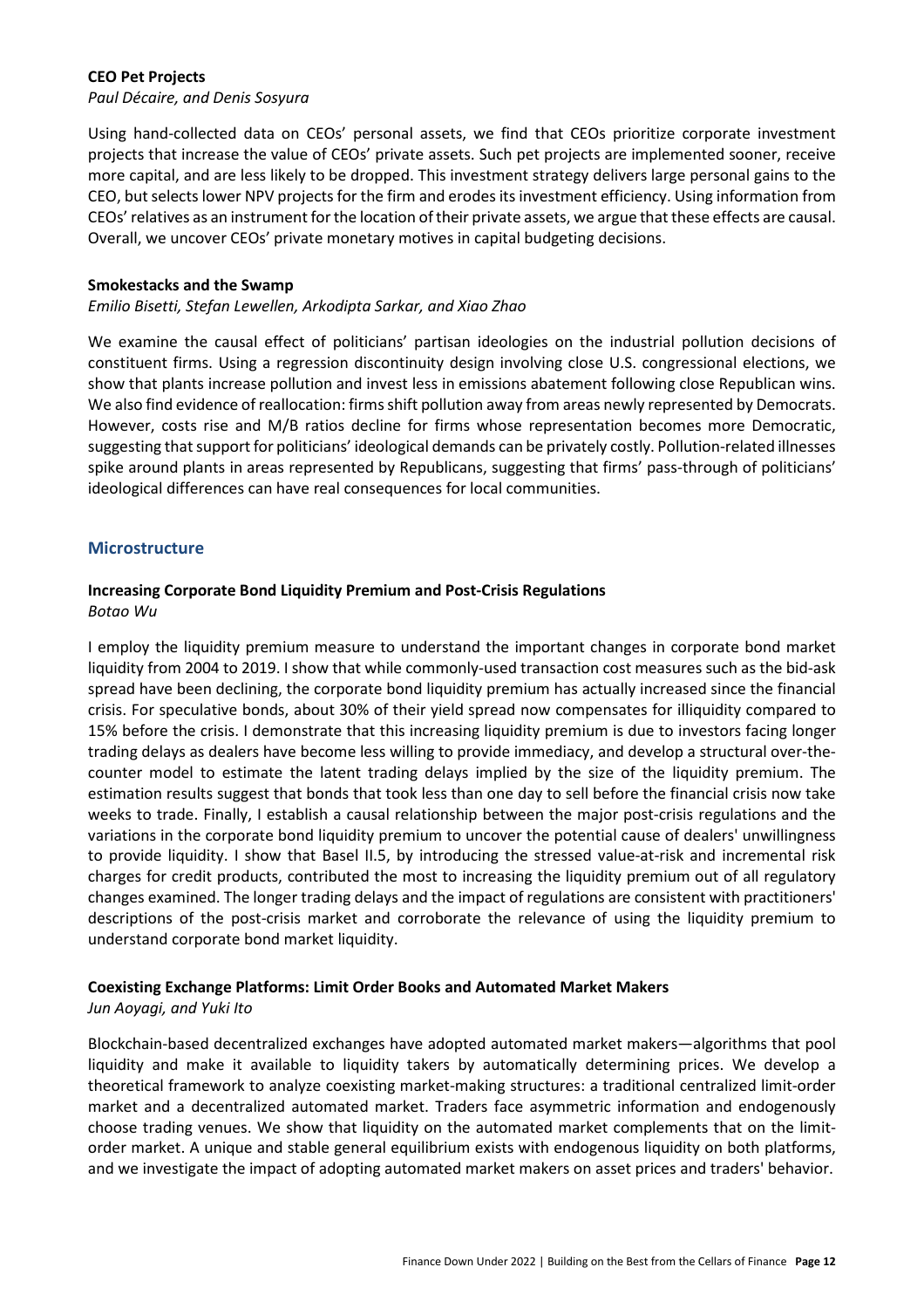**CEO Pet Projects**
*Paul Décaire, and Denis Sosyura*

Using hand-collected data on CEOs' personal assets, we find that CEOs prioritize corporate investment projects that increase the value of CEOs' private assets. Such pet projects are implemented sooner, receive more capital, and are less likely to be dropped. This investment strategy delivers large personal gains to the CEO, but selects lower NPV projects for the firm and erodes its investment efficiency. Using information from CEOs' relatives as an instrument for the location of their private assets, we argue that these effects are causal. Overall, we uncover CEOs' private monetary motives in capital budgeting decisions.

**Smokestacks and the Swamp**
*Emilio Bisetti, Stefan Lewellen, Arkodipta Sarkar, and Xiao Zhao*

We examine the causal effect of politicians' partisan ideologies on the industrial pollution decisions of constituent firms. Using a regression discontinuity design involving close U.S. congressional elections, we show that plants increase pollution and invest less in emissions abatement following close Republican wins. We also find evidence of reallocation: firms shift pollution away from areas newly represented by Democrats. However, costs rise and M/B ratios decline for firms whose representation becomes more Democratic, suggesting that support for politicians' ideological demands can be privately costly. Pollution-related illnesses spike around plants in areas represented by Republicans, suggesting that firms' pass-through of politicians' ideological differences can have real consequences for local communities.

## Microstructure

**Increasing Corporate Bond Liquidity Premium and Post-Crisis Regulations**
*Botao Wu*

I employ the liquidity premium measure to understand the important changes in corporate bond market liquidity from 2004 to 2019. I show that while commonly-used transaction cost measures such as the bid-ask spread have been declining, the corporate bond liquidity premium has actually increased since the financial crisis. For speculative bonds, about 30% of their yield spread now compensates for illiquidity compared to 15% before the crisis. I demonstrate that this increasing liquidity premium is due to investors facing longer trading delays as dealers have become less willing to provide immediacy, and develop a structural over-the-counter model to estimate the latent trading delays implied by the size of the liquidity premium. The estimation results suggest that bonds that took less than one day to sell before the financial crisis now take weeks to trade. Finally, I establish a causal relationship between the major post-crisis regulations and the variations in the corporate bond liquidity premium to uncover the potential cause of dealers' unwillingness to provide liquidity. I show that Basel II.5, by introducing the stressed value-at-risk and incremental risk charges for credit products, contributed the most to increasing the liquidity premium out of all regulatory changes examined. The longer trading delays and the impact of regulations are consistent with practitioners' descriptions of the post-crisis market and corroborate the relevance of using the liquidity premium to understand corporate bond market liquidity.

**Coexisting Exchange Platforms: Limit Order Books and Automated Market Makers**
*Jun Aoyagi, and Yuki Ito*

Blockchain-based decentralized exchanges have adopted automated market makers—algorithms that pool liquidity and make it available to liquidity takers by automatically determining prices. We develop a theoretical framework to analyze coexisting market-making structures: a traditional centralized limit-order market and a decentralized automated market. Traders face asymmetric information and endogenously choose trading venues. We show that liquidity on the automated market complements that on the limit-order market. A unique and stable general equilibrium exists with endogenous liquidity on both platforms, and we investigate the impact of adopting automated market makers on asset prices and traders' behavior.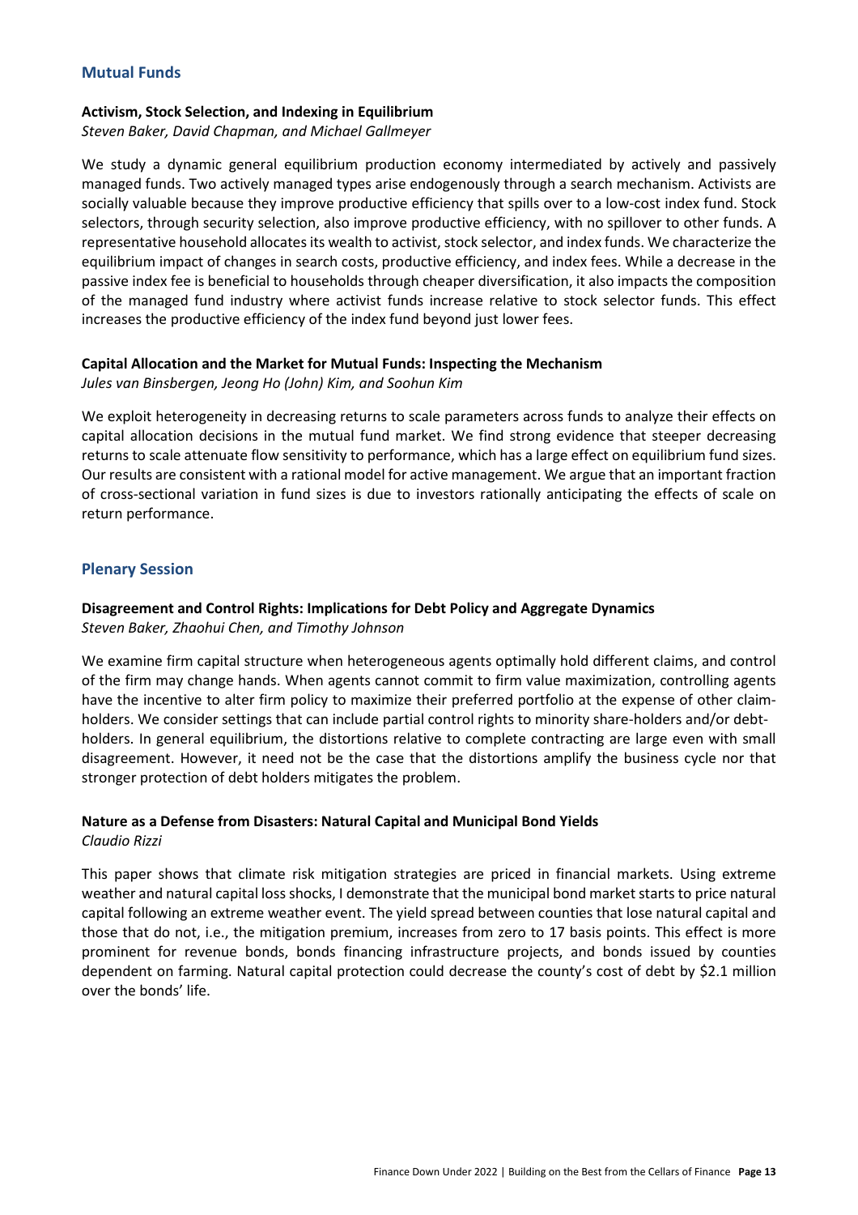## Mutual Funds

### Activism, Stock Selection, and Indexing in Equilibrium

*Steven Baker, David Chapman, and Michael Gallmeyer*

We study a dynamic general equilibrium production economy intermediated by actively and passively managed funds. Two actively managed types arise endogenously through a search mechanism. Activists are socially valuable because they improve productive efficiency that spills over to a low-cost index fund. Stock selectors, through security selection, also improve productive efficiency, with no spillover to other funds. A representative household allocates its wealth to activist, stock selector, and index funds. We characterize the equilibrium impact of changes in search costs, productive efficiency, and index fees. While a decrease in the passive index fee is beneficial to households through cheaper diversification, it also impacts the composition of the managed fund industry where activist funds increase relative to stock selector funds. This effect increases the productive efficiency of the index fund beyond just lower fees.

### Capital Allocation and the Market for Mutual Funds: Inspecting the Mechanism

*Jules van Binsbergen, Jeong Ho (John) Kim, and Soohun Kim*

We exploit heterogeneity in decreasing returns to scale parameters across funds to analyze their effects on capital allocation decisions in the mutual fund market. We find strong evidence that steeper decreasing returns to scale attenuate flow sensitivity to performance, which has a large effect on equilibrium fund sizes. Our results are consistent with a rational model for active management. We argue that an important fraction of cross-sectional variation in fund sizes is due to investors rationally anticipating the effects of scale on return performance.

## Plenary Session

### Disagreement and Control Rights: Implications for Debt Policy and Aggregate Dynamics

*Steven Baker, Zhaohui Chen, and Timothy Johnson*

We examine firm capital structure when heterogeneous agents optimally hold different claims, and control of the firm may change hands. When agents cannot commit to firm value maximization, controlling agents have the incentive to alter firm policy to maximize their preferred portfolio at the expense of other claim-holders. We consider settings that can include partial control rights to minority share-holders and/or debt-holders. In general equilibrium, the distortions relative to complete contracting are large even with small disagreement. However, it need not be the case that the distortions amplify the business cycle nor that stronger protection of debt holders mitigates the problem.

### Nature as a Defense from Disasters: Natural Capital and Municipal Bond Yields

*Claudio Rizzi*

This paper shows that climate risk mitigation strategies are priced in financial markets. Using extreme weather and natural capital loss shocks, I demonstrate that the municipal bond market starts to price natural capital following an extreme weather event. The yield spread between counties that lose natural capital and those that do not, i.e., the mitigation premium, increases from zero to 17 basis points. This effect is more prominent for revenue bonds, bonds financing infrastructure projects, and bonds issued by counties dependent on farming. Natural capital protection could decrease the county's cost of debt by $2.1 million over the bonds' life.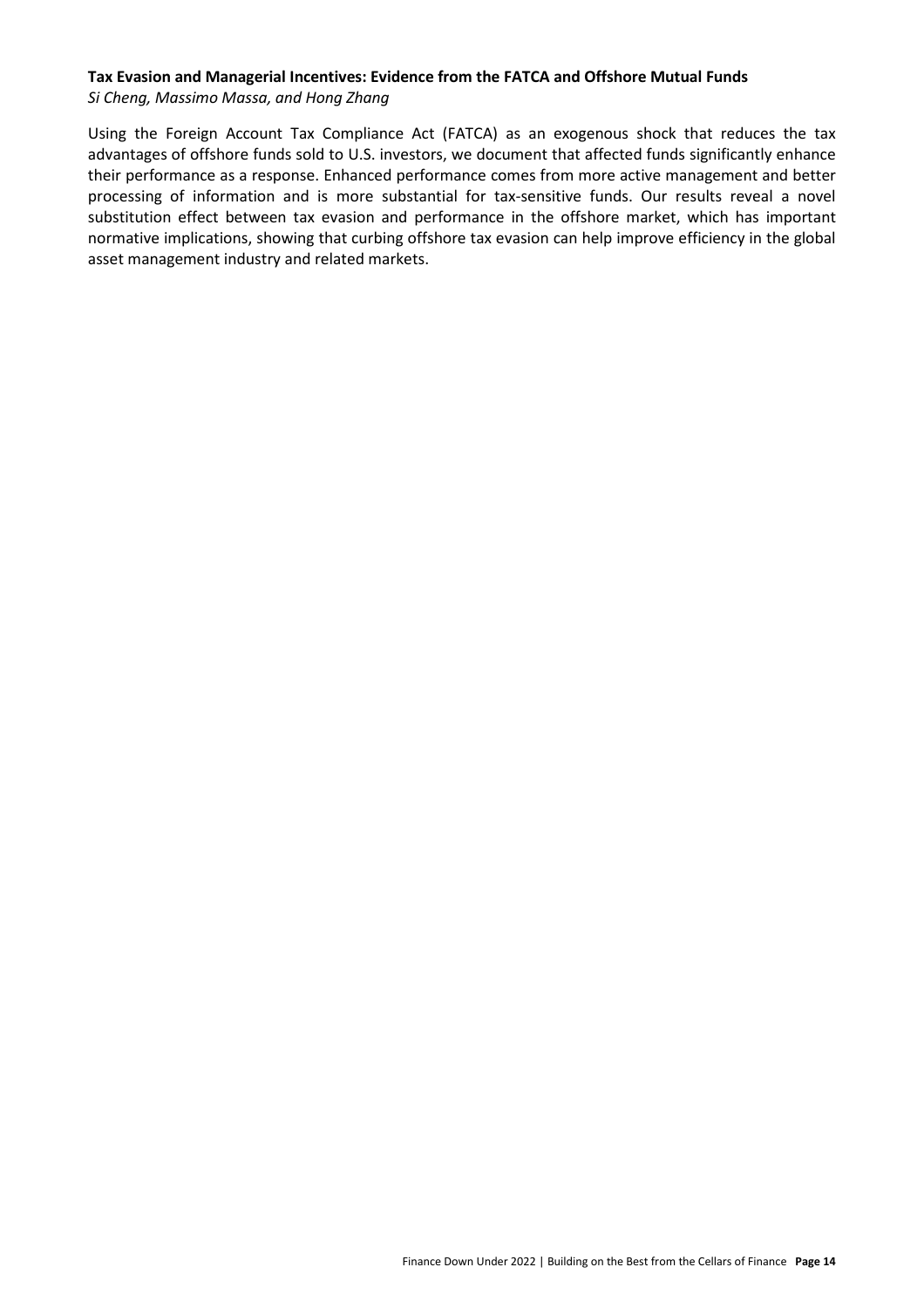**Tax Evasion and Managerial Incentives: Evidence from the FATCA and Offshore Mutual Funds**
*Si Cheng, Massimo Massa, and Hong Zhang*

Using the Foreign Account Tax Compliance Act (FATCA) as an exogenous shock that reduces the tax advantages of offshore funds sold to U.S. investors, we document that affected funds significantly enhance their performance as a response. Enhanced performance comes from more active management and better processing of information and is more substantial for tax-sensitive funds. Our results reveal a novel substitution effect between tax evasion and performance in the offshore market, which has important normative implications, showing that curbing offshore tax evasion can help improve efficiency in the global asset management industry and related markets.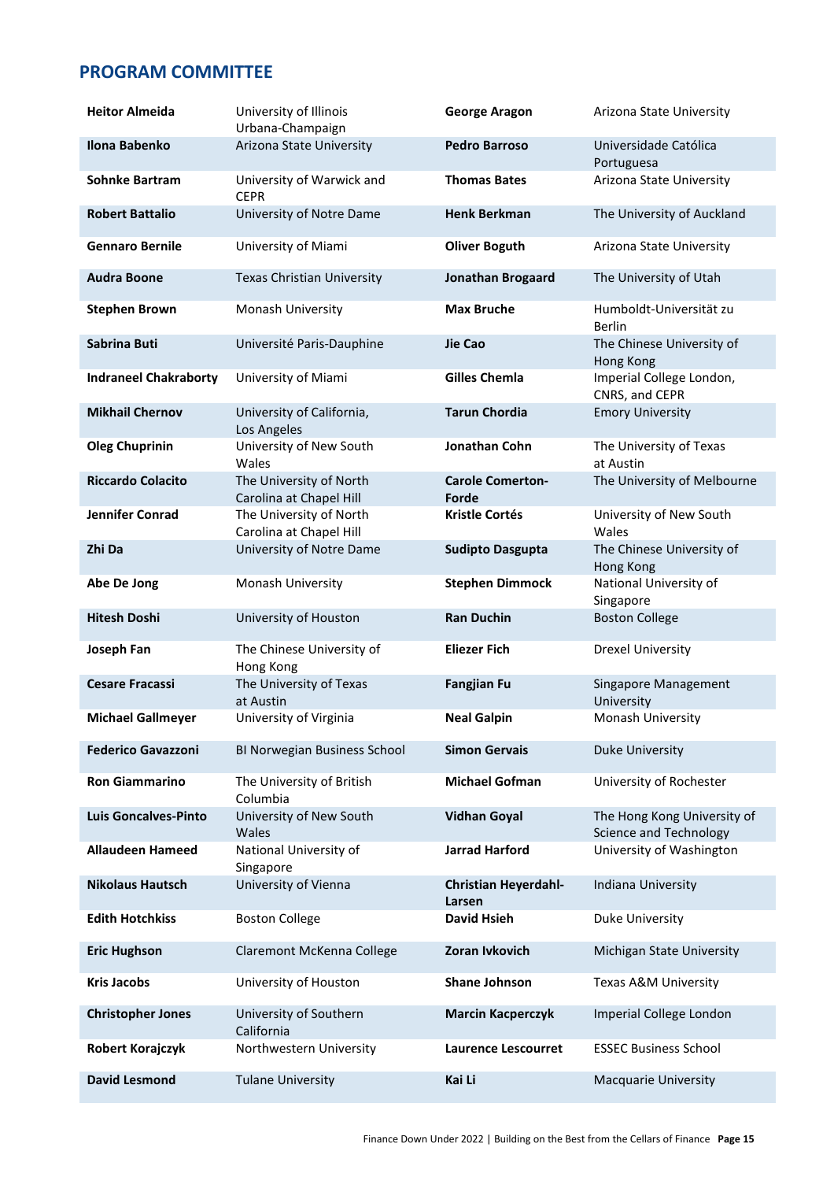## PROGRAM COMMITTEE

| | | | |
|---|---|---|---|
| **Heitor Almeida** | University of Illinois Urbana-Champaign | **George Aragon** | Arizona State University |
| **Ilona Babenko** | Arizona State University | **Pedro Barroso** | Universidade Católica Portuguesa |
| **Sohnke Bartram** | University of Warwick and CEPR | **Thomas Bates** | Arizona State University |
| **Robert Battalio** | University of Notre Dame | **Henk Berkman** | The University of Auckland |
| **Gennaro Bernile** | University of Miami | **Oliver Boguth** | Arizona State University |
| **Audra Boone** | Texas Christian University | **Jonathan Brogaard** | The University of Utah |
| **Stephen Brown** | Monash University | **Max Bruche** | Humboldt-Universität zu Berlin |
| **Sabrina Buti** | Université Paris-Dauphine | **Jie Cao** | The Chinese University of Hong Kong |
| **Indraneel Chakraborty** | University of Miami | **Gilles Chemla** | Imperial College London, CNRS, and CEPR |
| **Mikhail Chernov** | University of California, Los Angeles | **Tarun Chordia** | Emory University |
| **Oleg Chuprinin** | University of New South Wales | **Jonathan Cohn** | The University of Texas at Austin |
| **Riccardo Colacito** | The University of North Carolina at Chapel Hill | **Carole Comerton-Forde** | The University of Melbourne |
| **Jennifer Conrad** | The University of North Carolina at Chapel Hill | **Kristle Cortés** | University of New South Wales |
| **Zhi Da** | University of Notre Dame | **Sudipto Dasgupta** | The Chinese University of Hong Kong |
| **Abe De Jong** | Monash University | **Stephen Dimmock** | National University of Singapore |
| **Hitesh Doshi** | University of Houston | **Ran Duchin** | Boston College |
| **Joseph Fan** | The Chinese University of Hong Kong | **Eliezer Fich** | Drexel University |
| **Cesare Fracassi** | The University of Texas at Austin | **Fangjian Fu** | Singapore Management University |
| **Michael Gallmeyer** | University of Virginia | **Neal Galpin** | Monash University |
| **Federico Gavazzoni** | BI Norwegian Business School | **Simon Gervais** | Duke University |
| **Ron Giammarino** | The University of British Columbia | **Michael Gofman** | University of Rochester |
| **Luis Goncalves-Pinto** | University of New South Wales | **Vidhan Goyal** | The Hong Kong University of Science and Technology |
| **Allaudeen Hameed** | National University of Singapore | **Jarrad Harford** | University of Washington |
| **Nikolaus Hautsch** | University of Vienna | **Christian Heyerdahl-Larsen** | Indiana University |
| **Edith Hotchkiss** | Boston College | **David Hsieh** | Duke University |
| **Eric Hughson** | Claremont McKenna College | **Zoran Ivkovich** | Michigan State University |
| **Kris Jacobs** | University of Houston | **Shane Johnson** | Texas A&M University |
| **Christopher Jones** | University of Southern California | **Marcin Kacperczyk** | Imperial College London |
| **Robert Korajczyk** | Northwestern University | **Laurence Lescourret** | ESSEC Business School |
| **David Lesmond** | Tulane University | **Kai Li** | Macquarie University |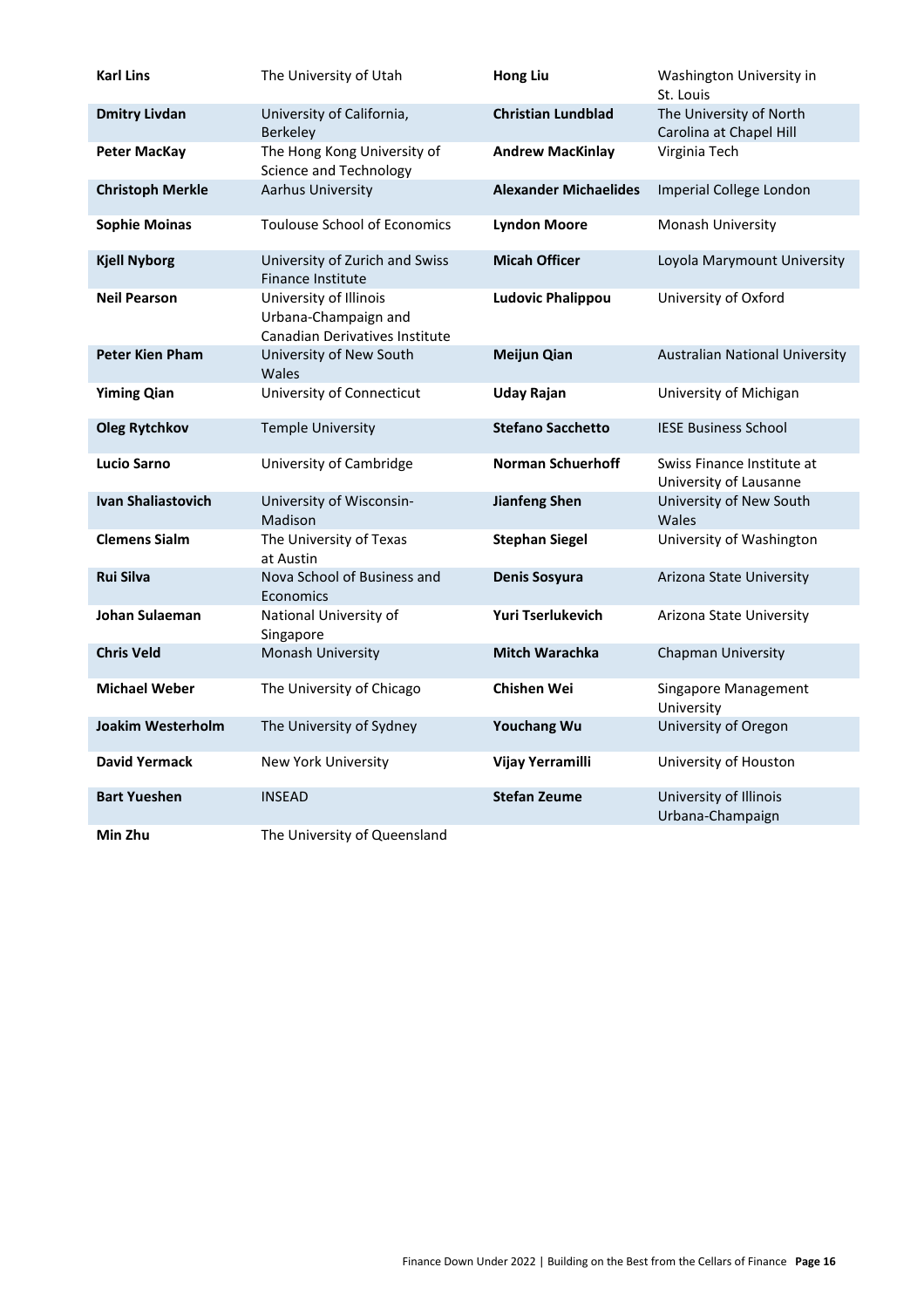| | | | |
|---|---|---|---|
| **Karl Lins** | The University of Utah | **Hong Liu** | Washington University in St. Louis |
| **Dmitry Livdan** | University of California, Berkeley | **Christian Lundblad** | The University of North Carolina at Chapel Hill |
| **Peter MacKay** | The Hong Kong University of Science and Technology | **Andrew MacKinlay** | Virginia Tech |
| **Christoph Merkle** | Aarhus University | **Alexander Michaelides** | Imperial College London |
| **Sophie Moinas** | Toulouse School of Economics | **Lyndon Moore** | Monash University |
| **Kjell Nyborg** | University of Zurich and Swiss Finance Institute | **Micah Officer** | Loyola Marymount University |
| **Neil Pearson** | University of Illinois Urbana-Champaign and Canadian Derivatives Institute | **Ludovic Phalippou** | University of Oxford |
| **Peter Kien Pham** | University of New South Wales | **Meijun Qian** | Australian National University |
| **Yiming Qian** | University of Connecticut | **Uday Rajan** | University of Michigan |
| **Oleg Rytchkov** | Temple University | **Stefano Sacchetto** | IESE Business School |
| **Lucio Sarno** | University of Cambridge | **Norman Schuerhoff** | Swiss Finance Institute at University of Lausanne |
| **Ivan Shaliastovich** | University of Wisconsin-Madison | **Jianfeng Shen** | University of New South Wales |
| **Clemens Sialm** | The University of Texas at Austin | **Stephan Siegel** | University of Washington |
| **Rui Silva** | Nova School of Business and Economics | **Denis Sosyura** | Arizona State University |
| **Johan Sulaeman** | National University of Singapore | **Yuri Tserlukevich** | Arizona State University |
| **Chris Veld** | Monash University | **Mitch Warachka** | Chapman University |
| **Michael Weber** | The University of Chicago | **Chishen Wei** | Singapore Management University |
| **Joakim Westerholm** | The University of Sydney | **Youchang Wu** | University of Oregon |
| **David Yermack** | New York University | **Vijay Yerramilli** | University of Houston |
| **Bart Yueshen** | INSEAD | **Stefan Zeume** | University of Illinois Urbana-Champaign |
| **Min Zhu** | The University of Queensland | | |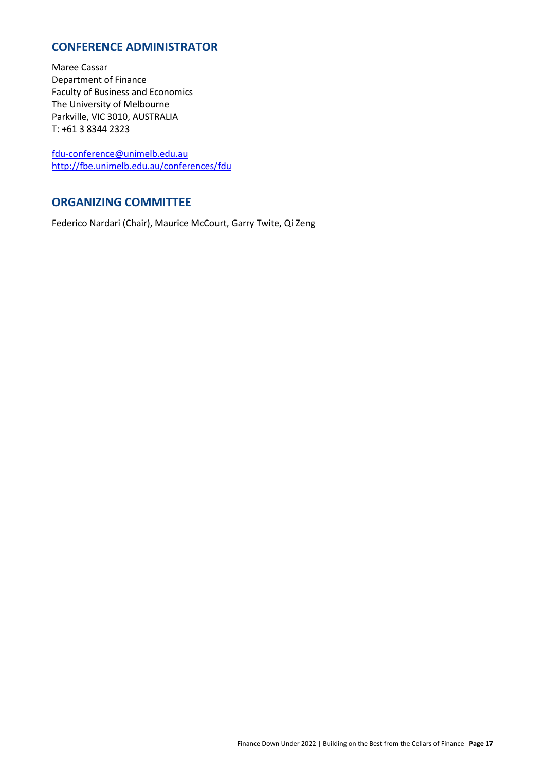## CONFERENCE ADMINISTRATOR

Maree Cassar
Department of Finance
Faculty of Business and Economics
The University of Melbourne
Parkville, VIC 3010, AUSTRALIA
T: +61 3 8344 2323

fdu-conference@unimelb.edu.au
http://fbe.unimelb.edu.au/conferences/fdu

## ORGANIZING COMMITTEE

Federico Nardari (Chair), Maurice McCourt, Garry Twite, Qi Zeng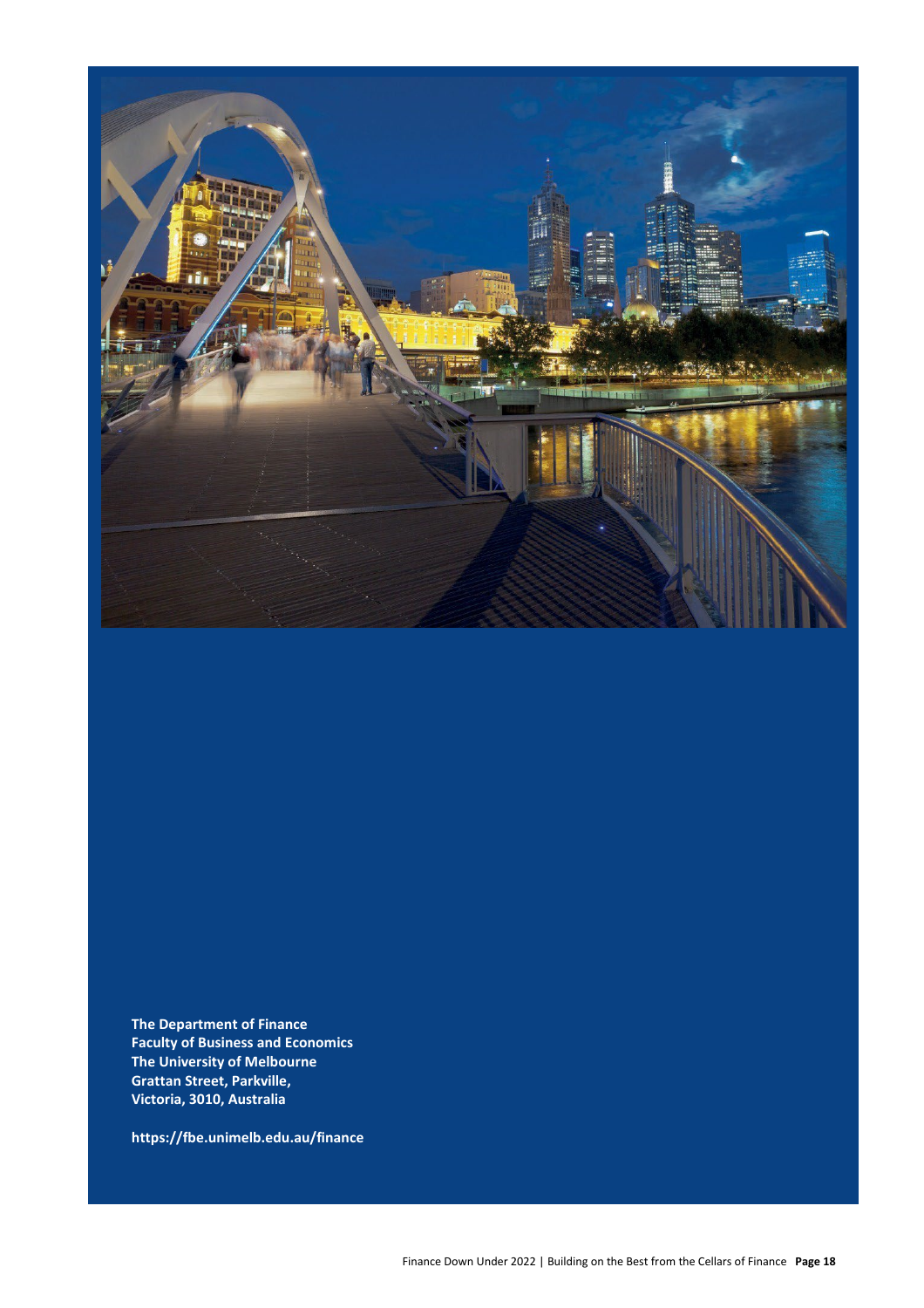**The Department of Finance**
**Faculty of Business and Economics**
**The University of Melbourne**
**Grattan Street, Parkville,**
**Victoria, 3010, Australia**

**https://fbe.unimelb.edu.au/finance**